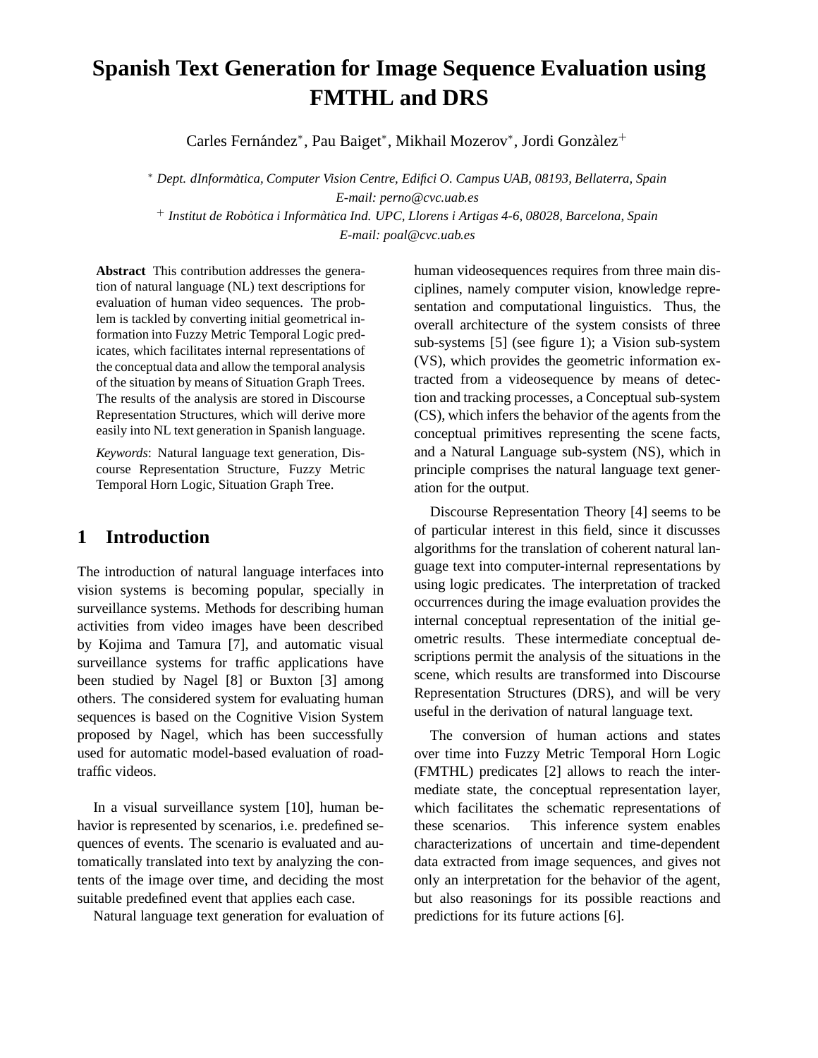# Spanish Text Generation for Image Sequence Evaluation using FMTHL and DRS

Carles Fernández[*], Pau Baiget[*], Mikhail Mozerov[*], Jordi Gonzàlez[+]

[*] *Dept. dInformàtica, Computer Vision Centre, Edifici O. Campus UAB, 08193, Bellaterra, Spain*
*E-mail: perno@cvc.uab.es*
[+] *Institut de Robòtica i Informàtica Ind. UPC, Llorens i Artigas 4-6, 08028, Barcelona, Spain*
*E-mail: poal@cvc.uab.es*

**Abstract** This contribution addresses the generation of natural language (NL) text descriptions for evaluation of human video sequences. The problem is tackled by converting initial geometrical information into Fuzzy Metric Temporal Logic predicates, which facilitates internal representations of the conceptual data and allow the temporal analysis of the situation by means of Situation Graph Trees. The results of the analysis are stored in Discourse Representation Structures, which will derive more easily into NL text generation in Spanish language.

*Keywords*: Natural language text generation, Discourse Representation Structure, Fuzzy Metric Temporal Horn Logic, Situation Graph Tree.

## 1 Introduction

The introduction of natural language interfaces into vision systems is becoming popular, specially in surveillance systems. Methods for describing human activities from video images have been described by Kojima and Tamura [7], and automatic visual surveillance systems for traffic applications have been studied by Nagel [8] or Buxton [3] among others. The considered system for evaluating human sequences is based on the Cognitive Vision System proposed by Nagel, which has been successfully used for automatic model-based evaluation of road-traffic videos.

In a visual surveillance system [10], human behavior is represented by scenarios, i.e. predefined sequences of events. The scenario is evaluated and automatically translated into text by analyzing the contents of the image over time, and deciding the most suitable predefined event that applies each case.

Natural language text generation for evaluation of human videosequences requires from three main disciplines, namely computer vision, knowledge representation and computational linguistics. Thus, the overall architecture of the system consists of three sub-systems [5] (see figure 1); a Vision sub-system (VS), which provides the geometric information extracted from a videosequence by means of detection and tracking processes, a Conceptual sub-system (CS), which infers the behavior of the agents from the conceptual primitives representing the scene facts, and a Natural Language sub-system (NS), which in principle comprises the natural language text generation for the output.

Discourse Representation Theory [4] seems to be of particular interest in this field, since it discusses algorithms for the translation of coherent natural language text into computer-internal representations by using logic predicates. The interpretation of tracked occurrences during the image evaluation provides the internal conceptual representation of the initial geometric results. These intermediate conceptual descriptions permit the analysis of the situations in the scene, which results are transformed into Discourse Representation Structures (DRS), and will be very useful in the derivation of natural language text.

The conversion of human actions and states over time into Fuzzy Metric Temporal Horn Logic (FMTHL) predicates [2] allows to reach the intermediate state, the conceptual representation layer, which facilitates the schematic representations of these scenarios. This inference system enables characterizations of uncertain and time-dependent data extracted from image sequences, and gives not only an interpretation for the behavior of the agent, but also reasonings for its possible reactions and predictions for its future actions [6].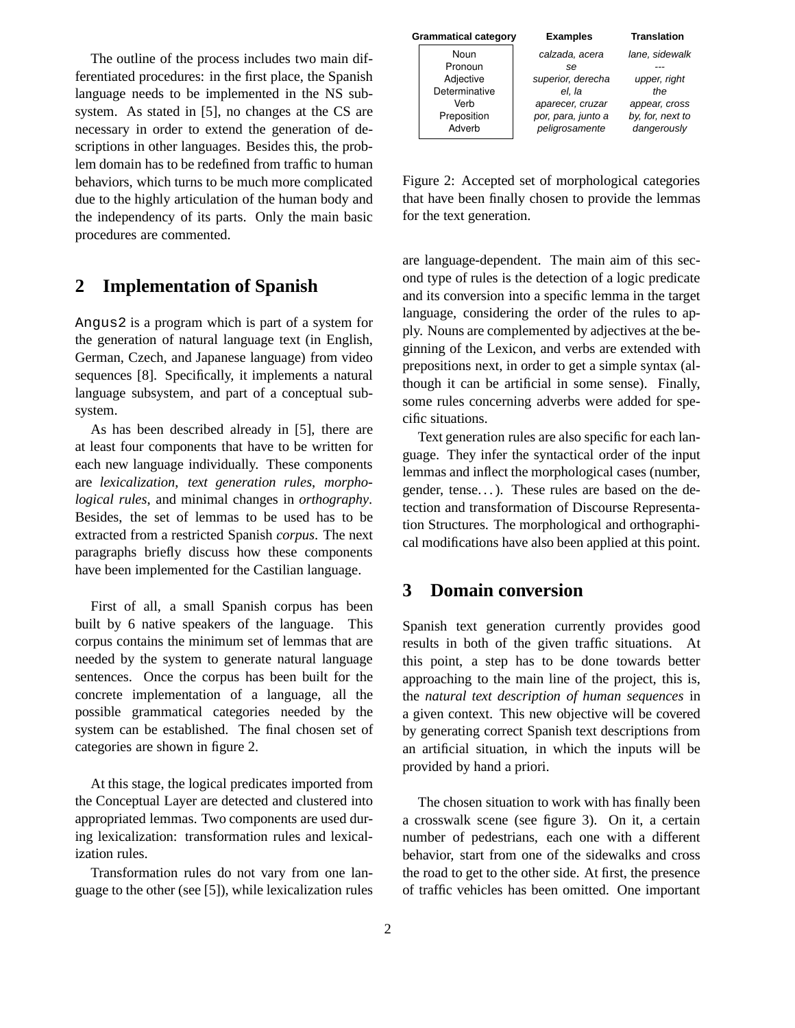The outline of the process includes two main differentiated procedures: in the first place, the Spanish language needs to be implemented in the NS subsystem. As stated in [5], no changes at the CS are necessary in order to extend the generation of descriptions in other languages. Besides this, the problem domain has to be redefined from traffic to human behaviors, which turns to be much more complicated due to the highly articulation of the human body and the independency of its parts. Only the main basic procedures are commented.

## 2 Implementation of Spanish

`Angus2` is a program which is part of a system for the generation of natural language text (in English, German, Czech, and Japanese language) from video sequences [8]. Specifically, it implements a natural language subsystem, and part of a conceptual subsystem.

As has been described already in [5], there are at least four components that have to be written for each new language individually. These components are *lexicalization*, *text generation rules*, *morphological rules*, and minimal changes in *orthography*. Besides, the set of lemmas to be used has to be extracted from a restricted Spanish *corpus*. The next paragraphs briefly discuss how these components have been implemented for the Castilian language.

First of all, a small Spanish corpus has been built by 6 native speakers of the language. This corpus contains the minimum set of lemmas that are needed by the system to generate natural language sentences. Once the corpus has been built for the concrete implementation of a language, all the possible grammatical categories needed by the system can be established. The final chosen set of categories are shown in figure 2.

| Grammatical category | Examples | Translation |
|---|---|---|
| Noun | *calzada, acera* | *lane, sidewalk* |
| Pronoun | *se* | --- |
| Adjective | *superior, derecha* | *upper, right* |
| Determinative | *el, la* | *the* |
| Verb | *aparecer, cruzar* | *appear, cross* |
| Preposition | *por, para, junto a* | *by, for, next to* |
| Adverb | *peligrosamente* | *dangerously* |

Figure 2: Accepted set of morphological categories that have been finally chosen to provide the lemmas for the text generation.

At this stage, the logical predicates imported from the Conceptual Layer are detected and clustered into appropriated lemmas. Two components are used during lexicalization: transformation rules and lexicalization rules.

Transformation rules do not vary from one language to the other (see [5]), while lexicalization rules are language-dependent. The main aim of this second type of rules is the detection of a logic predicate and its conversion into a specific lemma in the target language, considering the order of the rules to apply. Nouns are complemented by adjectives at the beginning of the Lexicon, and verbs are extended with prepositions next, in order to get a simple syntax (although it can be artificial in some sense). Finally, some rules concerning adverbs were added for specific situations.

Text generation rules are also specific for each language. They infer the syntactical order of the input lemmas and inflect the morphological cases (number, gender, tense...). These rules are based on the detection and transformation of Discourse Representation Structures. The morphological and orthographical modifications have also been applied at this point.

## 3 Domain conversion

Spanish text generation currently provides good results in both of the given traffic situations. At this point, a step has to be done towards better approaching to the main line of the project, this is, the *natural text description of human sequences* in a given context. This new objective will be covered by generating correct Spanish text descriptions from an artificial situation, in which the inputs will be provided by hand a priori.

The chosen situation to work with has finally been a crosswalk scene (see figure 3). On it, a certain number of pedestrians, each one with a different behavior, start from one of the sidewalks and cross the road to get to the other side. At first, the presence of traffic vehicles has been omitted. One important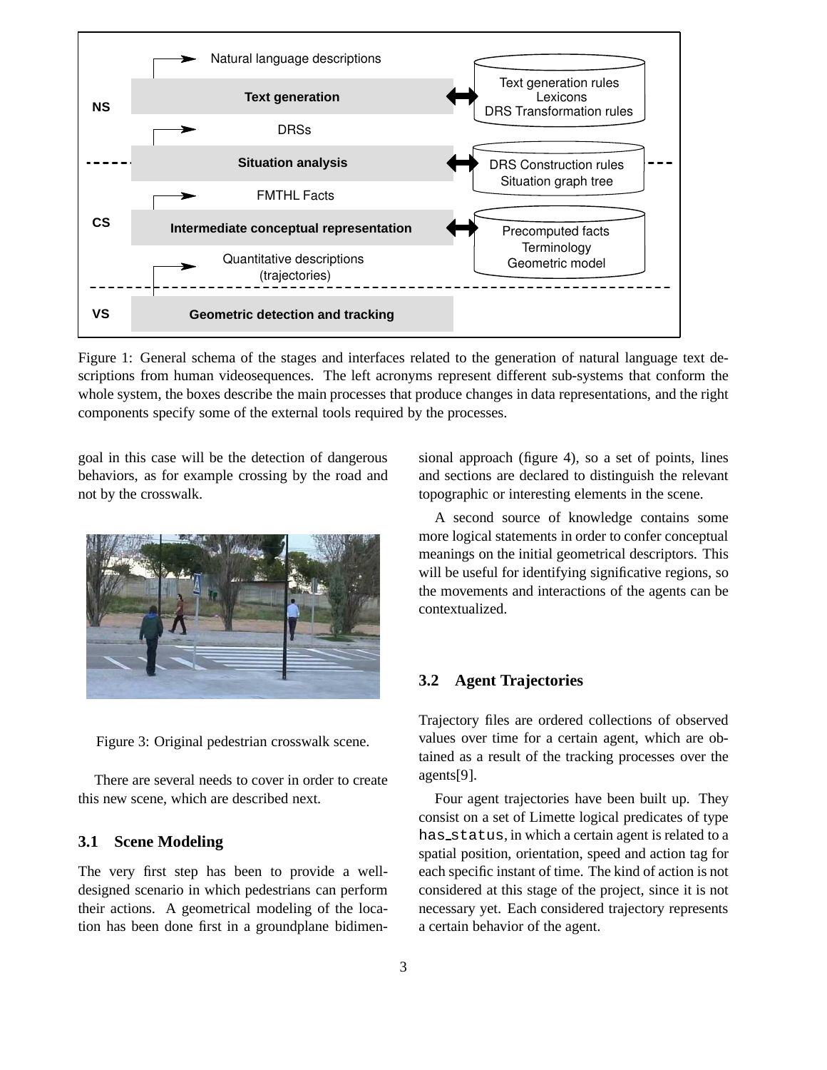Natural language descriptions

**NS** — **Text generation** ⟷ Text generation rules, Lexicons, DRS Transformation rules

DRSs

**Situation analysis** ⟷ DRS Construction rules, Situation graph tree

FMTHL Facts

**CS** — **Intermediate conceptual representation** ⟷ Precomputed facts, Terminology, Geometric model

Quantitative descriptions (trajectories)

**VS** — **Geometric detection and tracking**

Figure 1: General schema of the stages and interfaces related to the generation of natural language text descriptions from human videosequences. The left acronyms represent different sub-systems that conform the whole system, the boxes describe the main processes that produce changes in data representations, and the right components specify some of the external tools required by the processes.

goal in this case will be the detection of dangerous behaviors, as for example crossing by the road and not by the crosswalk.

Figure 3: Original pedestrian crosswalk scene.

There are several needs to cover in order to create this new scene, which are described next.

### 3.1 Scene Modeling

The very first step has been to provide a well-designed scenario in which pedestrians can perform their actions. A geometrical modeling of the location has been done first in a groundplane bidimensional approach (figure 4), so a set of points, lines and sections are declared to distinguish the relevant topographic or interesting elements in the scene.

A second source of knowledge contains some more logical statements in order to confer conceptual meanings on the initial geometrical descriptors. This will be useful for identifying significative regions, so the movements and interactions of the agents can be contextualized.

### 3.2 Agent Trajectories

Trajectory files are ordered collections of observed values over time for a certain agent, which are obtained as a result of the tracking processes over the agents[9].

Four agent trajectories have been built up. They consist on a set of Limette logical predicates of type `has_status`, in which a certain agent is related to a spatial position, orientation, speed and action tag for each specific instant of time. The kind of action is not considered at this stage of the project, since it is not necessary yet. Each considered trajectory represents a certain behavior of the agent.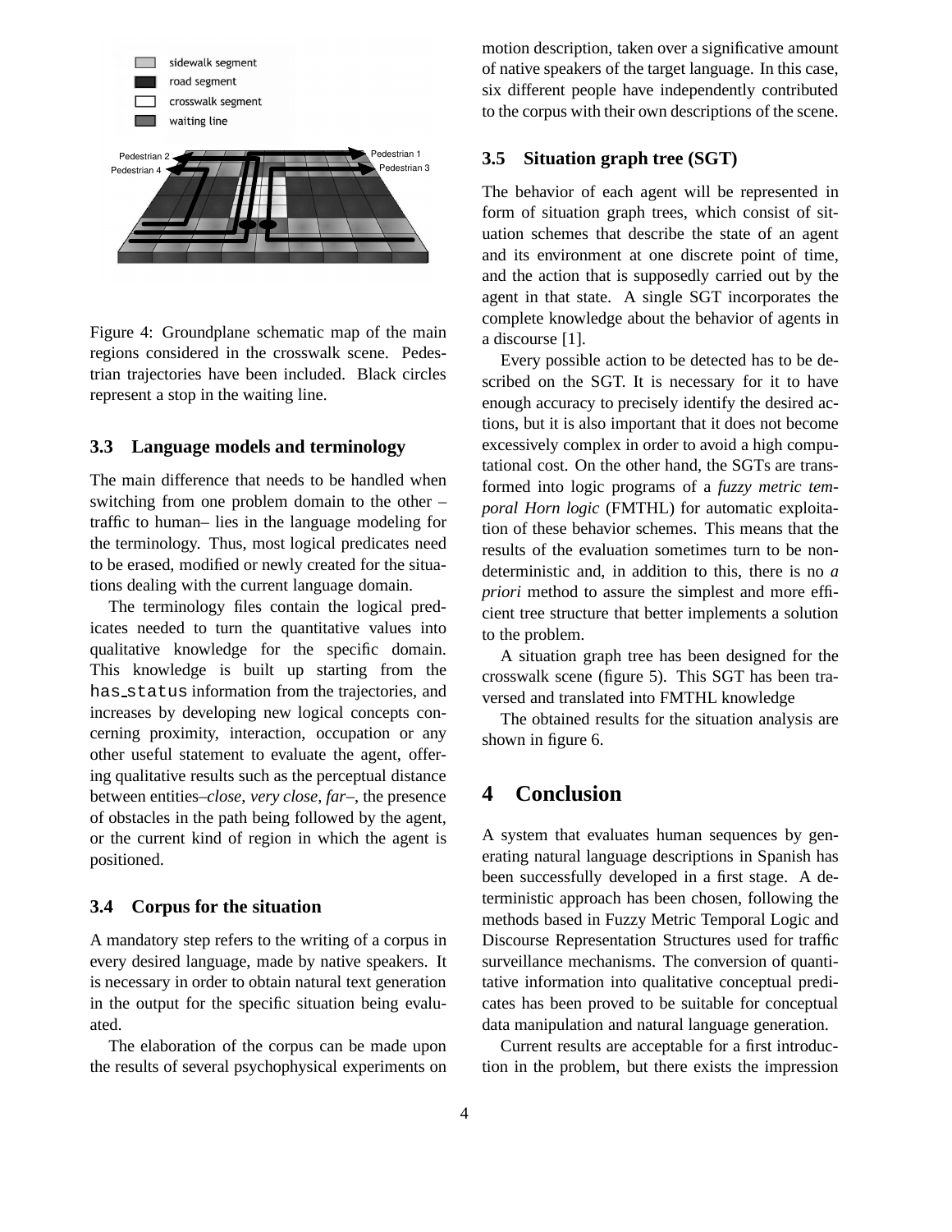Figure 4: Groundplane schematic map of the main regions considered in the crosswalk scene. Pedestrian trajectories have been included. Black circles represent a stop in the waiting line.

### 3.3 Language models and terminology

The main difference that needs to be handled when switching from one problem domain to the other – traffic to human– lies in the language modeling for the terminology. Thus, most logical predicates need to be erased, modified or newly created for the situations dealing with the current language domain.

The terminology files contain the logical predicates needed to turn the quantitative values into qualitative knowledge for the specific domain. This knowledge is built up starting from the `has_status` information from the trajectories, and increases by developing new logical concepts concerning proximity, interaction, occupation or any other useful statement to evaluate the agent, offering qualitative results such as the perceptual distance between entities–*close*, *very close*, *far*–, the presence of obstacles in the path being followed by the agent, or the current kind of region in which the agent is positioned.

### 3.4 Corpus for the situation

A mandatory step refers to the writing of a corpus in every desired language, made by native speakers. It is necessary in order to obtain natural text generation in the output for the specific situation being evaluated.

The elaboration of the corpus can be made upon the results of several psychophysical experiments on motion description, taken over a significative amount of native speakers of the target language. In this case, six different people have independently contributed to the corpus with their own descriptions of the scene.

### 3.5 Situation graph tree (SGT)

The behavior of each agent will be represented in form of situation graph trees, which consist of situation schemes that describe the state of an agent and its environment at one discrete point of time, and the action that is supposedly carried out by the agent in that state. A single SGT incorporates the complete knowledge about the behavior of agents in a discourse [1].

Every possible action to be detected has to be described on the SGT. It is necessary for it to have enough accuracy to precisely identify the desired actions, but it is also important that it does not become excessively complex in order to avoid a high computational cost. On the other hand, the SGTs are transformed into logic programs of a *fuzzy metric temporal Horn logic* (FMTHL) for automatic exploitation of these behavior schemes. This means that the results of the evaluation sometimes turn to be non-deterministic and, in addition to this, there is no *a priori* method to assure the simplest and more efficient tree structure that better implements a solution to the problem.

A situation graph tree has been designed for the crosswalk scene (figure 5). This SGT has been traversed and translated into FMTHL knowledge

The obtained results for the situation analysis are shown in figure 6.

## 4 Conclusion

A system that evaluates human sequences by generating natural language descriptions in Spanish has been successfully developed in a first stage. A deterministic approach has been chosen, following the methods based in Fuzzy Metric Temporal Logic and Discourse Representation Structures used for traffic surveillance mechanisms. The conversion of quantitative information into qualitative conceptual predicates has been proved to be suitable for conceptual data manipulation and natural language generation.

Current results are acceptable for a first introduction in the problem, but there exists the impression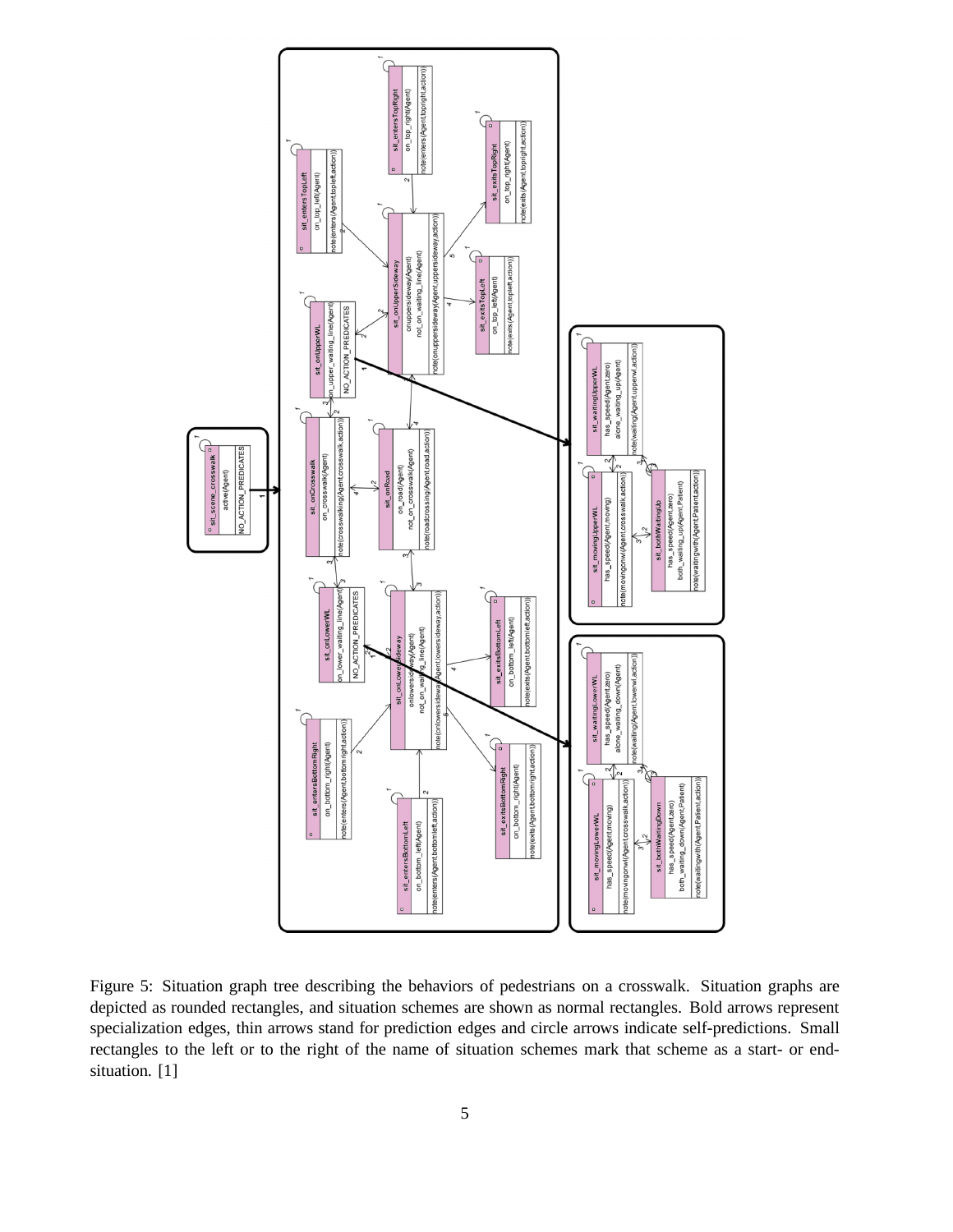Figure 5: Situation graph tree describing the behaviors of pedestrians on a crosswalk. Situation graphs are depicted as rounded rectangles, and situation schemes are shown as normal rectangles. Bold arrows represent specialization edges, thin arrows stand for prediction edges and circle arrows indicate self-predictions. Small rectangles to the left or to the right of the name of situation schemes mark that scheme as a start- or end-situation. [1]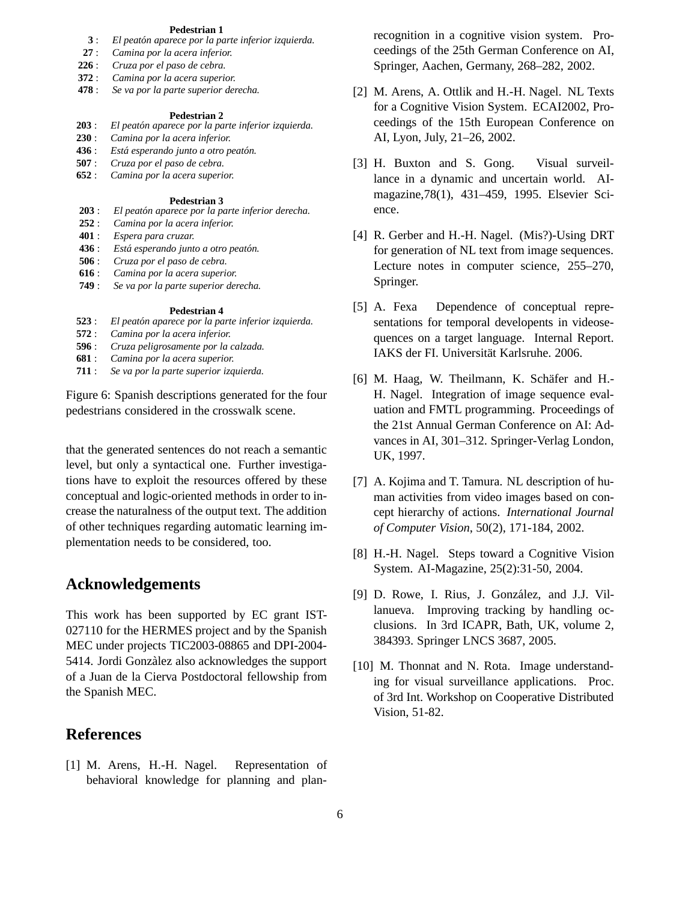**Pedestrian 1**

**3** : *El peatón aparece por la parte inferior izquierda.*
**27** : *Camina por la acera inferior.*
**226** : *Cruza por el paso de cebra.*
**372** : *Camina por la acera superior.*
**478** : *Se va por la parte superior derecha.*

**Pedestrian 2**

**203** : *El peatón aparece por la parte inferior izquierda.*
**230** : *Camina por la acera inferior.*
**436** : *Está esperando junto a otro peatón.*
**507** : *Cruza por el paso de cebra.*
**652** : *Camina por la acera superior.*

**Pedestrian 3**

**203** : *El peatón aparece por la parte inferior derecha.*
**252** : *Camina por la acera inferior.*
**401** : *Espera para cruzar.*
**436** : *Está esperando junto a otro peatón.*
**506** : *Cruza por el paso de cebra.*
**616** : *Camina por la acera superior.*
**749** : *Se va por la parte superior derecha.*

**Pedestrian 4**

**523** : *El peatón aparece por la parte inferior izquierda.*
**572** : *Camina por la acera inferior.*
**596** : *Cruza peligrosamente por la calzada.*
**681** : *Camina por la acera superior.*
**711** : *Se va por la parte superior izquierda.*

Figure 6: Spanish descriptions generated for the four pedestrians considered in the crosswalk scene.

that the generated sentences do not reach a semantic level, but only a syntactical one. Further investigations have to exploit the resources offered by these conceptual and logic-oriented methods in order to increase the naturalness of the output text. The addition of other techniques regarding automatic learning implementation needs to be considered, too.

## Acknowledgements

This work has been supported by EC grant IST-027110 for the HERMES project and by the Spanish MEC under projects TIC2003-08865 and DPI-2004-5414. Jordi Gonzàlez also acknowledges the support of a Juan de la Cierva Postdoctoral fellowship from the Spanish MEC.

## References

[1] M. Arens, H.-H. Nagel. Representation of behavioral knowledge for planning and plan-recognition in a cognitive vision system. Proceedings of the 25th German Conference on AI, Springer, Aachen, Germany, 268–282, 2002.

[2] M. Arens, A. Ottlik and H.-H. Nagel. NL Texts for a Cognitive Vision System. ECAI2002, Proceedings of the 15th European Conference on AI, Lyon, July, 21–26, 2002.

[3] H. Buxton and S. Gong. Visual surveillance in a dynamic and uncertain world. AI-magazine,78(1), 431–459, 1995. Elsevier Science.

[4] R. Gerber and H.-H. Nagel. (Mis?)-Using DRT for generation of NL text from image sequences. Lecture notes in computer science, 255–270, Springer.

[5] A. Fexa Dependence of conceptual representations for temporal developents in videosequences on a target language. Internal Report. IAKS der FI. Universität Karlsruhe. 2006.

[6] M. Haag, W. Theilmann, K. Schäfer and H.-H. Nagel. Integration of image sequence evaluation and FMTL programming. Proceedings of the 21st Annual German Conference on AI: Advances in AI, 301–312. Springer-Verlag London, UK, 1997.

[7] A. Kojima and T. Tamura. NL description of human activities from video images based on concept hierarchy of actions. *International Journal of Computer Vision*, 50(2), 171-184, 2002.

[8] H.-H. Nagel. Steps toward a Cognitive Vision System. AI-Magazine, 25(2):31-50, 2004.

[9] D. Rowe, I. Rius, J. González, and J.J. Villanueva. Improving tracking by handling occlusions. In 3rd ICAPR, Bath, UK, volume 2, 384393. Springer LNCS 3687, 2005.

[10] M. Thonnat and N. Rota. Image understanding for visual surveillance applications. Proc. of 3rd Int. Workshop on Cooperative Distributed Vision, 51-82.